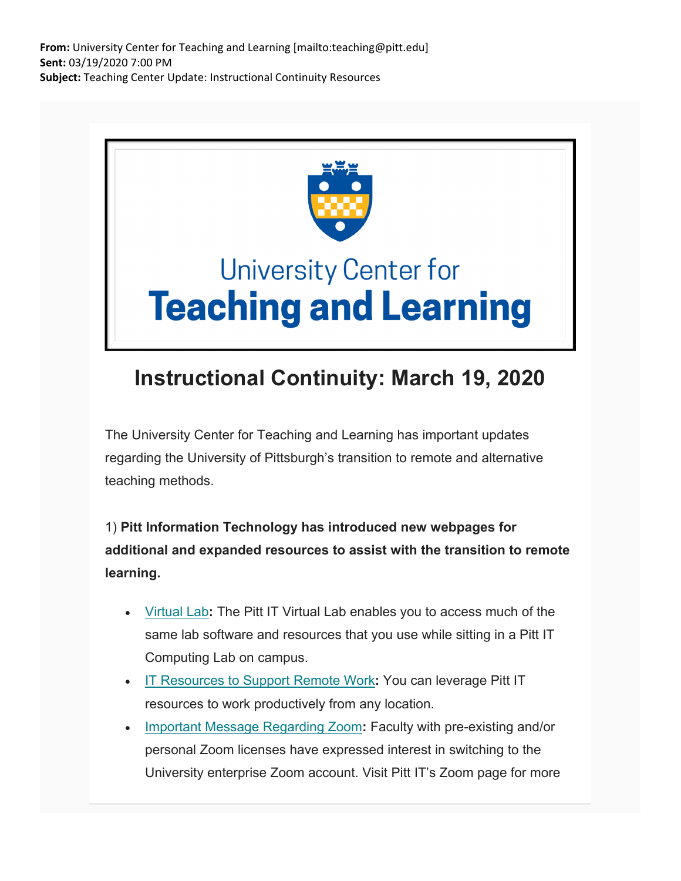**From:** University Center for Teaching and Learning [mailto:teaching@pitt.edu]
**Sent:** 03/19/2020 7:00 PM
**Subject:** Teaching Center Update: Instructional Continuity Resources

University Center for
**Teaching and Learning**

# Instructional Continuity: March 19, 2020

The University Center for Teaching and Learning has important updates regarding the University of Pittsburgh's transition to remote and alternative teaching methods.

1) **Pitt Information Technology has introduced new webpages for additional and expanded resources to assist with the transition to remote learning.**

- Virtual Lab**:** The Pitt IT Virtual Lab enables you to access much of the same lab software and resources that you use while sitting in a Pitt IT Computing Lab on campus.
- IT Resources to Support Remote Work**:** You can leverage Pitt IT resources to work productively from any location.
- Important Message Regarding Zoom**:** Faculty with pre-existing and/or personal Zoom licenses have expressed interest in switching to the University enterprise Zoom account. Visit Pitt IT's Zoom page for more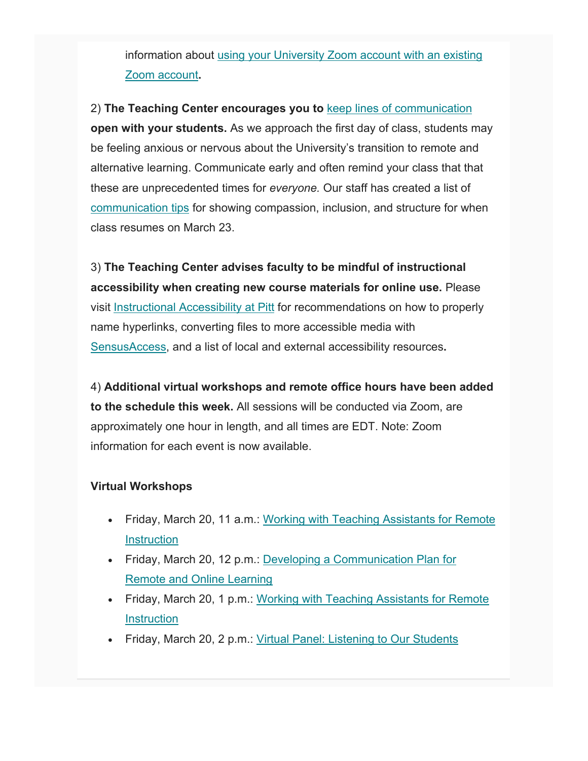information about [using your University Zoom account with an existing Zoom account].

2) **The Teaching Center encourages you to** keep lines of communication **open with your students.** As we approach the first day of class, students may be feeling anxious or nervous about the University's transition to remote and alternative learning. Communicate early and often remind your class that that these are unprecedented times for *everyone.* Our staff has created a list of communication tips for showing compassion, inclusion, and structure for when class resumes on March 23.

3) **The Teaching Center advises faculty to be mindful of instructional accessibility when creating new course materials for online use.** Please visit Instructional Accessibility at Pitt for recommendations on how to properly name hyperlinks, converting files to more accessible media with SensusAccess, and a list of local and external accessibility resources.

4) **Additional virtual workshops and remote office hours have been added to the schedule this week.** All sessions will be conducted via Zoom, are approximately one hour in length, and all times are EDT. Note: Zoom information for each event is now available.

**Virtual Workshops**

- Friday, March 20, 11 a.m.: Working with Teaching Assistants for Remote Instruction
- Friday, March 20, 12 p.m.: Developing a Communication Plan for Remote and Online Learning
- Friday, March 20, 1 p.m.: Working with Teaching Assistants for Remote Instruction
- Friday, March 20, 2 p.m.: Virtual Panel: Listening to Our Students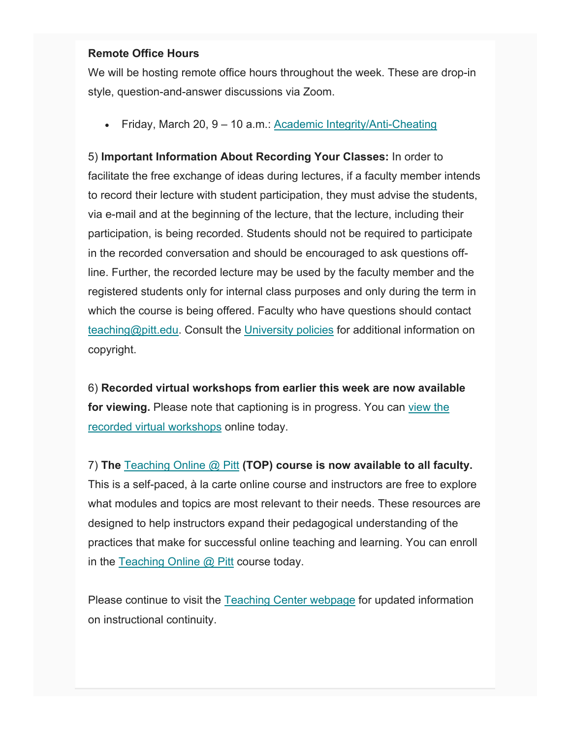**Remote Office Hours**

We will be hosting remote office hours throughout the week. These are drop-in style, question-and-answer discussions via Zoom.

- Friday, March 20, 9 – 10 a.m.: Academic Integrity/Anti-Cheating

5) **Important Information About Recording Your Classes:** In order to facilitate the free exchange of ideas during lectures, if a faculty member intends to record their lecture with student participation, they must advise the students, via e-mail and at the beginning of the lecture, that the lecture, including their participation, is being recorded. Students should not be required to participate in the recorded conversation and should be encouraged to ask questions off-line. Further, the recorded lecture may be used by the faculty member and the registered students only for internal class purposes and only during the term in which the course is being offered. Faculty who have questions should contact teaching@pitt.edu. Consult the University policies for additional information on copyright.

6) **Recorded virtual workshops from earlier this week are now available for viewing.** Please note that captioning is in progress. You can view the recorded virtual workshops online today.

7) **The** Teaching Online @ Pitt **(TOP) course is now available to all faculty.** This is a self-paced, à la carte online course and instructors are free to explore what modules and topics are most relevant to their needs. These resources are designed to help instructors expand their pedagogical understanding of the practices that make for successful online teaching and learning. You can enroll in the Teaching Online @ Pitt course today.

Please continue to visit the Teaching Center webpage for updated information on instructional continuity.